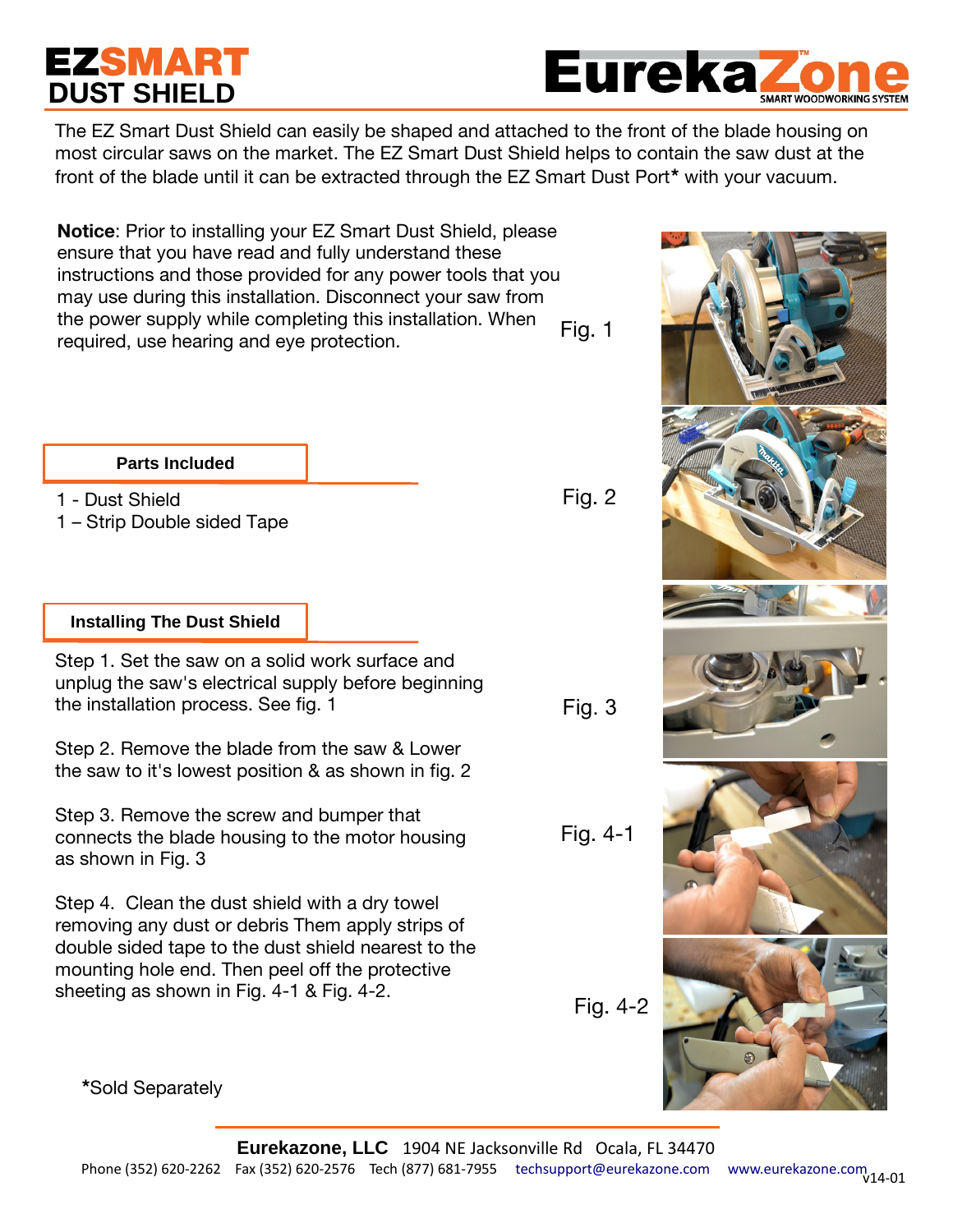# EZSMART DUST SHIELD

EurekaZone™ SMART WOODWORKING SYSTEM

The EZ Smart Dust Shield can easily be shaped and attached to the front of the blade housing on most circular saws on the market. The EZ Smart Dust Shield helps to contain the saw dust at the front of the blade until it can be extracted through the EZ Smart Dust Port* with your vacuum.

**Notice**: Prior to installing your EZ Smart Dust Shield, please ensure that you have read and fully understand these instructions and those provided for any power tools that you may use during this installation. Disconnect your saw from the power supply while completing this installation. When required, use hearing and eye protection.

Fig. 1

## Parts Included

1 - Dust Shield
1 – Strip Double sided Tape

Fig. 2

## Installing The Dust Shield

Step 1. Set the saw on a solid work surface and unplug the saw's electrical supply before beginning the installation process. See fig. 1

Step 2. Remove the blade from the saw & Lower the saw to it's lowest position & as shown in fig. 2

Fig. 3

Step 3. Remove the screw and bumper that connects the blade housing to the motor housing as shown in Fig. 3

Fig. 4-1

Step 4. Clean the dust shield with a dry towel removing any dust or debris Them apply strips of double sided tape to the dust shield nearest to the mounting hole end. Then peel off the protective sheeting as shown in Fig. 4-1 & Fig. 4-2.

Fig. 4-2

*Sold Separately

**Eurekazone, LLC** 1904 NE Jacksonville Rd Ocala, FL 34470
Phone (352) 620-2262 Fax (352) 620-2576 Tech (877) 681-7955 techsupport@eurekazone.com www.eurekazone.com

v14-01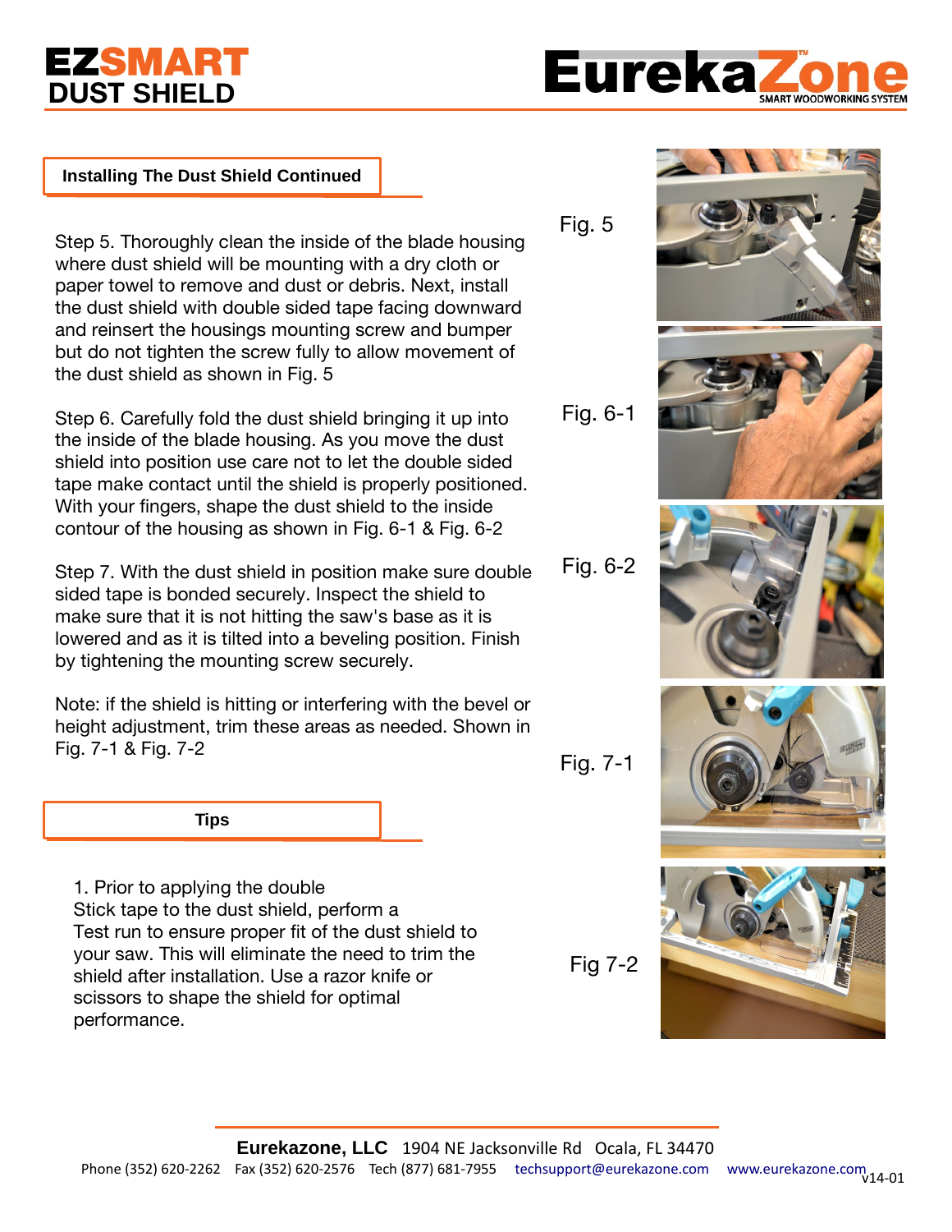# EZSMART DUST SHIELD

## Installing The Dust Shield Continued

Step 5. Thoroughly clean the inside of the blade housing where dust shield will be mounting with a dry cloth or paper towel to remove and dust or debris. Next, install the dust shield with double sided tape facing downward and reinsert the housings mounting screw and bumper but do not tighten the screw fully to allow movement of the dust shield as shown in Fig. 5

Step 6. Carefully fold the dust shield bringing it up into the inside of the blade housing. As you move the dust shield into position use care not to let the double sided tape make contact until the shield is properly positioned. With your fingers, shape the dust shield to the inside contour of the housing as shown in Fig. 6-1 & Fig. 6-2

Step 7. With the dust shield in position make sure double sided tape is bonded securely. Inspect the shield to make sure that it is not hitting the saw's base as it is lowered and as it is tilted into a beveling position. Finish by tightening the mounting screw securely.

Note: if the shield is hitting or interfering with the bevel or height adjustment, trim these areas as needed. Shown in Fig. 7-1 & Fig. 7-2

Fig. 5

Fig. 6-1

Fig. 6-2

Fig. 7-1

Fig 7-2

## Tips

1. Prior to applying the double Stick tape to the dust shield, perform a Test run to ensure proper fit of the dust shield to your saw. This will eliminate the need to trim the shield after installation. Use a razor knife or scissors to shape the shield for optimal performance.

**Eurekazone, LLC** 1904 NE Jacksonville Rd Ocala, FL 34470
Phone (352) 620-2262 Fax (352) 620-2576 Tech (877) 681-7955 techsupport@eurekazone.com www.eurekazone.com v14-01